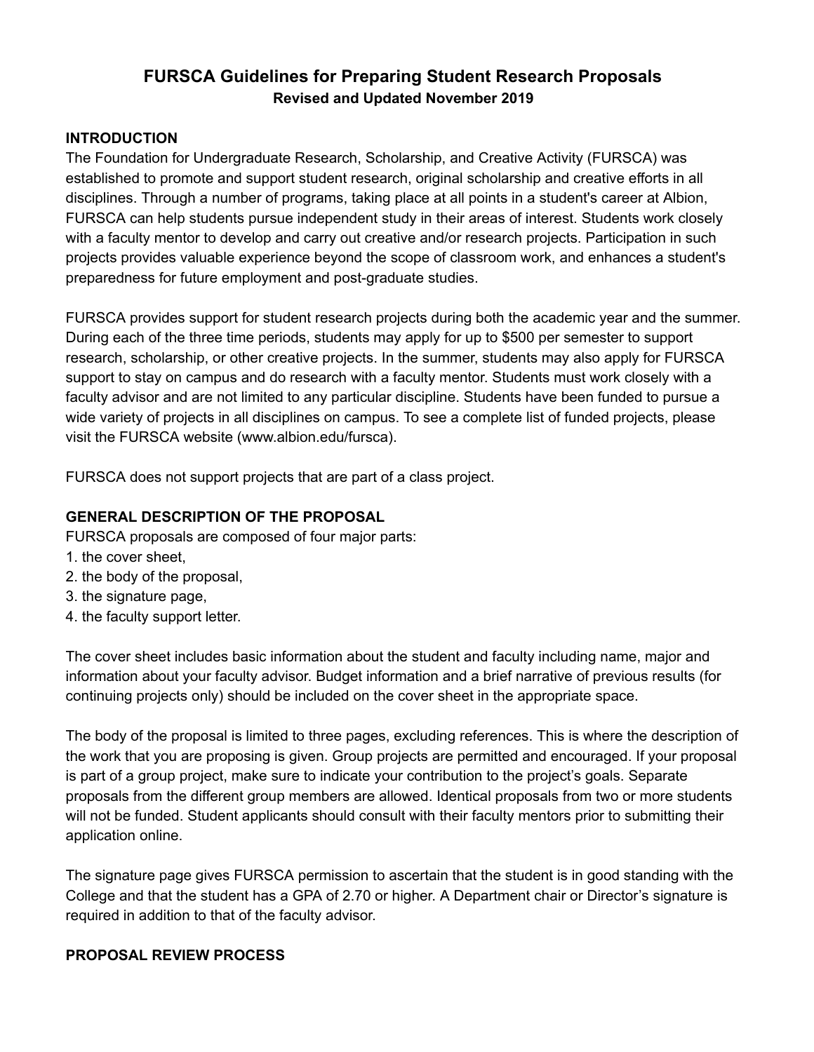# FURSCA Guidelines for Preparing Student Research Proposals

**Revised and Updated November 2019**

## INTRODUCTION

The Foundation for Undergraduate Research, Scholarship, and Creative Activity (FURSCA) was established to promote and support student research, original scholarship and creative efforts in all disciplines. Through a number of programs, taking place at all points in a student's career at Albion, FURSCA can help students pursue independent study in their areas of interest. Students work closely with a faculty mentor to develop and carry out creative and/or research projects. Participation in such projects provides valuable experience beyond the scope of classroom work, and enhances a student's preparedness for future employment and post-graduate studies.

FURSCA provides support for student research projects during both the academic year and the summer. During each of the three time periods, students may apply for up to $500 per semester to support research, scholarship, or other creative projects. In the summer, students may also apply for FURSCA support to stay on campus and do research with a faculty mentor. Students must work closely with a faculty advisor and are not limited to any particular discipline. Students have been funded to pursue a wide variety of projects in all disciplines on campus. To see a complete list of funded projects, please visit the FURSCA website (www.albion.edu/fursca).

FURSCA does not support projects that are part of a class project.

## GENERAL DESCRIPTION OF THE PROPOSAL

FURSCA proposals are composed of four major parts:

1. the cover sheet,
2. the body of the proposal,
3. the signature page,
4. the faculty support letter.

The cover sheet includes basic information about the student and faculty including name, major and information about your faculty advisor. Budget information and a brief narrative of previous results (for continuing projects only) should be included on the cover sheet in the appropriate space.

The body of the proposal is limited to three pages, excluding references. This is where the description of the work that you are proposing is given. Group projects are permitted and encouraged. If your proposal is part of a group project, make sure to indicate your contribution to the project's goals. Separate proposals from the different group members are allowed. Identical proposals from two or more students will not be funded. Student applicants should consult with their faculty mentors prior to submitting their application online.

The signature page gives FURSCA permission to ascertain that the student is in good standing with the College and that the student has a GPA of 2.70 or higher. A Department chair or Director's signature is required in addition to that of the faculty advisor.

## PROPOSAL REVIEW PROCESS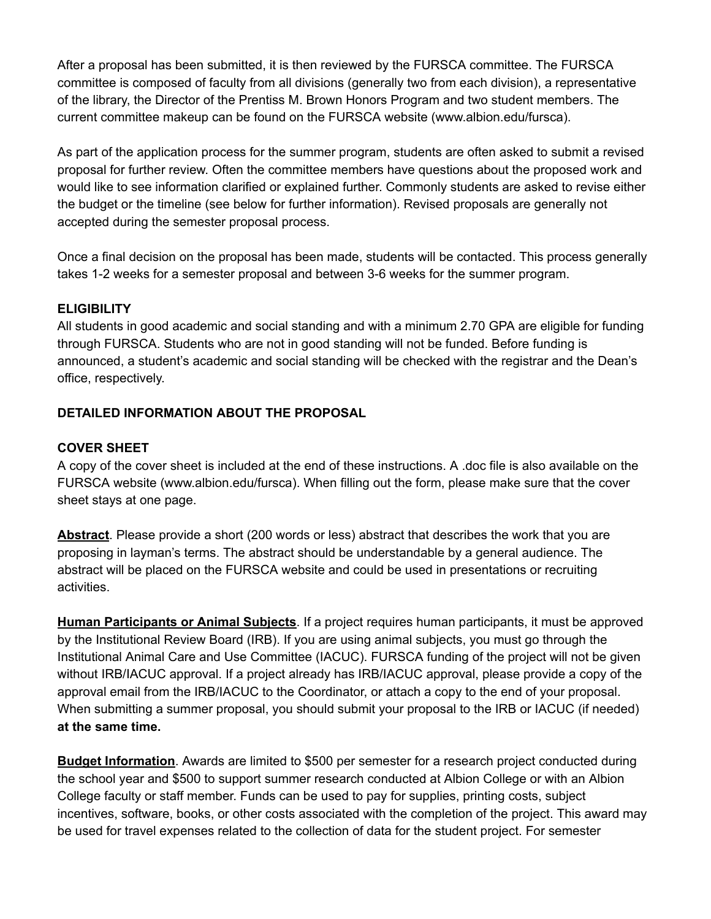After a proposal has been submitted, it is then reviewed by the FURSCA committee. The FURSCA committee is composed of faculty from all divisions (generally two from each division), a representative of the library, the Director of the Prentiss M. Brown Honors Program and two student members. The current committee makeup can be found on the FURSCA website (www.albion.edu/fursca).

As part of the application process for the summer program, students are often asked to submit a revised proposal for further review. Often the committee members have questions about the proposed work and would like to see information clarified or explained further. Commonly students are asked to revise either the budget or the timeline (see below for further information). Revised proposals are generally not accepted during the semester proposal process.

Once a final decision on the proposal has been made, students will be contacted. This process generally takes 1-2 weeks for a semester proposal and between 3-6 weeks for the summer program.

**ELIGIBILITY**

All students in good academic and social standing and with a minimum 2.70 GPA are eligible for funding through FURSCA. Students who are not in good standing will not be funded. Before funding is announced, a student's academic and social standing will be checked with the registrar and the Dean's office, respectively.

**DETAILED INFORMATION ABOUT THE PROPOSAL**

**COVER SHEET**

A copy of the cover sheet is included at the end of these instructions. A .doc file is also available on the FURSCA website (www.albion.edu/fursca). When filling out the form, please make sure that the cover sheet stays at one page.

**Abstract**. Please provide a short (200 words or less) abstract that describes the work that you are proposing in layman's terms. The abstract should be understandable by a general audience. The abstract will be placed on the FURSCA website and could be used in presentations or recruiting activities.

**Human Participants or Animal Subjects**. If a project requires human participants, it must be approved by the Institutional Review Board (IRB). If you are using animal subjects, you must go through the Institutional Animal Care and Use Committee (IACUC). FURSCA funding of the project will not be given without IRB/IACUC approval. If a project already has IRB/IACUC approval, please provide a copy of the approval email from the IRB/IACUC to the Coordinator, or attach a copy to the end of your proposal. When submitting a summer proposal, you should submit your proposal to the IRB or IACUC (if needed) **at the same time.**

**Budget Information**. Awards are limited to $500 per semester for a research project conducted during the school year and $500 to support summer research conducted at Albion College or with an Albion College faculty or staff member. Funds can be used to pay for supplies, printing costs, subject incentives, software, books, or other costs associated with the completion of the project. This award may be used for travel expenses related to the collection of data for the student project. For semester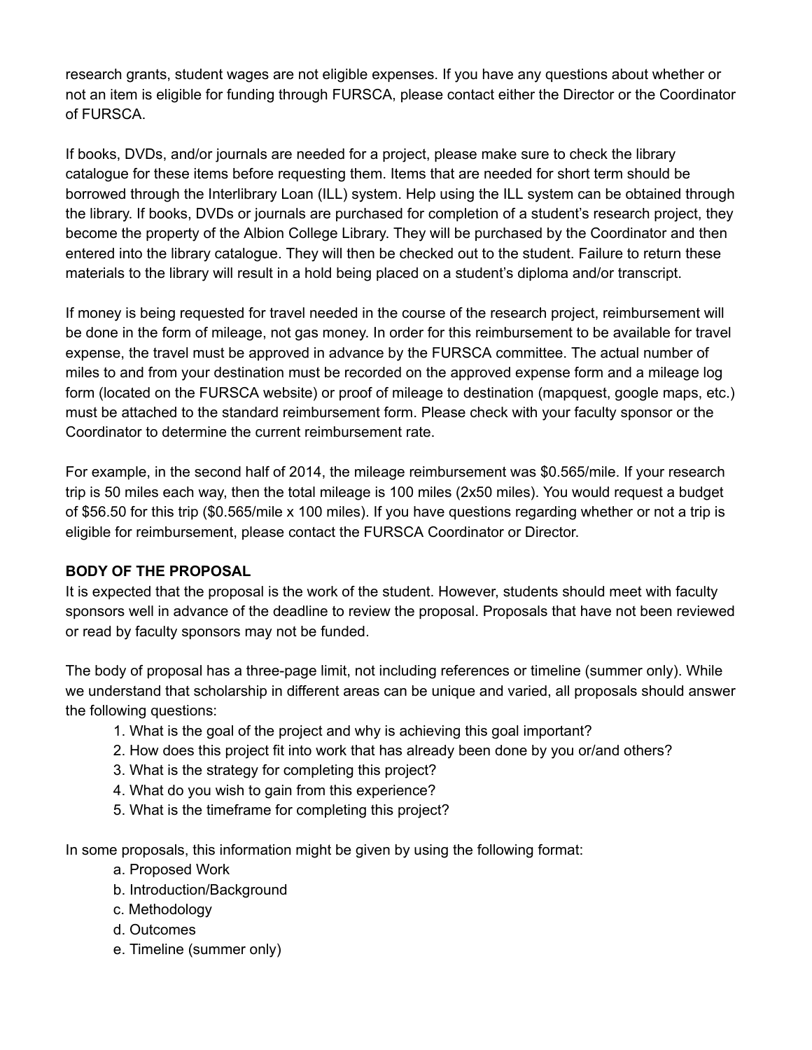research grants, student wages are not eligible expenses. If you have any questions about whether or not an item is eligible for funding through FURSCA, please contact either the Director or the Coordinator of FURSCA.

If books, DVDs, and/or journals are needed for a project, please make sure to check the library catalogue for these items before requesting them. Items that are needed for short term should be borrowed through the Interlibrary Loan (ILL) system. Help using the ILL system can be obtained through the library. If books, DVDs or journals are purchased for completion of a student's research project, they become the property of the Albion College Library. They will be purchased by the Coordinator and then entered into the library catalogue. They will then be checked out to the student. Failure to return these materials to the library will result in a hold being placed on a student's diploma and/or transcript.

If money is being requested for travel needed in the course of the research project, reimbursement will be done in the form of mileage, not gas money. In order for this reimbursement to be available for travel expense, the travel must be approved in advance by the FURSCA committee. The actual number of miles to and from your destination must be recorded on the approved expense form and a mileage log form (located on the FURSCA website) or proof of mileage to destination (mapquest, google maps, etc.) must be attached to the standard reimbursement form. Please check with your faculty sponsor or the Coordinator to determine the current reimbursement rate.

For example, in the second half of 2014, the mileage reimbursement was $0.565/mile. If your research trip is 50 miles each way, then the total mileage is 100 miles (2x50 miles). You would request a budget of $56.50 for this trip ($0.565/mile x 100 miles). If you have questions regarding whether or not a trip is eligible for reimbursement, please contact the FURSCA Coordinator or Director.

**BODY OF THE PROPOSAL**

It is expected that the proposal is the work of the student. However, students should meet with faculty sponsors well in advance of the deadline to review the proposal. Proposals that have not been reviewed or read by faculty sponsors may not be funded.

The body of proposal has a three-page limit, not including references or timeline (summer only). While we understand that scholarship in different areas can be unique and varied, all proposals should answer the following questions:

1. What is the goal of the project and why is achieving this goal important?
2. How does this project fit into work that has already been done by you or/and others?
3. What is the strategy for completing this project?
4. What do you wish to gain from this experience?
5. What is the timeframe for completing this project?

In some proposals, this information might be given by using the following format:

a. Proposed Work
b. Introduction/Background
c. Methodology
d. Outcomes
e. Timeline (summer only)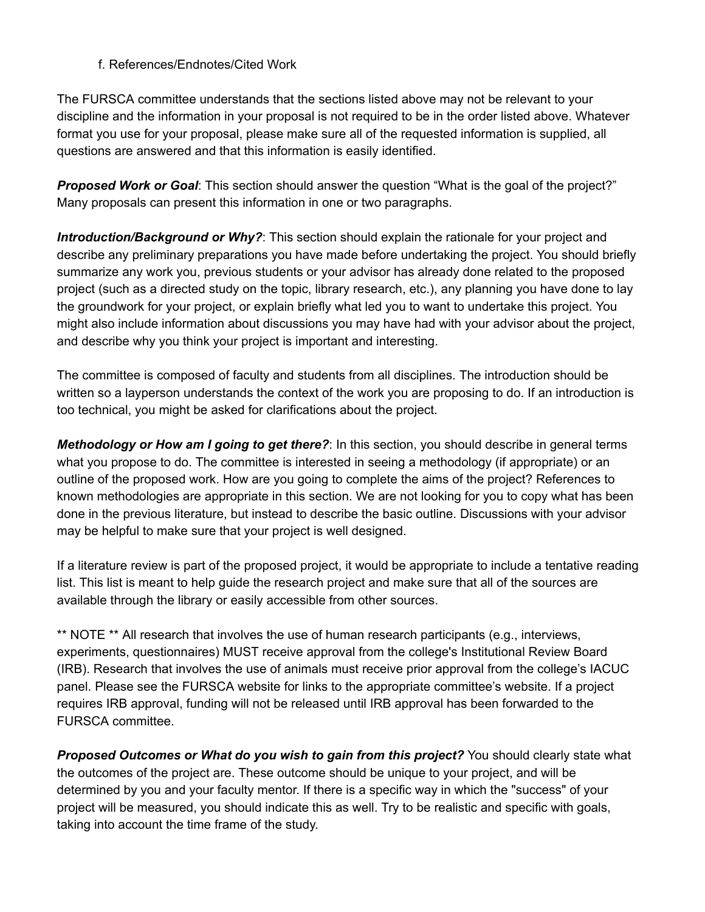f. References/Endnotes/Cited Work

The FURSCA committee understands that the sections listed above may not be relevant to your discipline and the information in your proposal is not required to be in the order listed above. Whatever format you use for your proposal, please make sure all of the requested information is supplied, all questions are answered and that this information is easily identified.

***Proposed Work or Goal***: This section should answer the question "What is the goal of the project?" Many proposals can present this information in one or two paragraphs.

***Introduction/Background or Why?***: This section should explain the rationale for your project and describe any preliminary preparations you have made before undertaking the project. You should briefly summarize any work you, previous students or your advisor has already done related to the proposed project (such as a directed study on the topic, library research, etc.), any planning you have done to lay the groundwork for your project, or explain briefly what led you to want to undertake this project. You might also include information about discussions you may have had with your advisor about the project, and describe why you think your project is important and interesting.

The committee is composed of faculty and students from all disciplines. The introduction should be written so a layperson understands the context of the work you are proposing to do. If an introduction is too technical, you might be asked for clarifications about the project.

***Methodology or How am I going to get there?***: In this section, you should describe in general terms what you propose to do. The committee is interested in seeing a methodology (if appropriate) or an outline of the proposed work. How are you going to complete the aims of the project? References to known methodologies are appropriate in this section. We are not looking for you to copy what has been done in the previous literature, but instead to describe the basic outline. Discussions with your advisor may be helpful to make sure that your project is well designed.

If a literature review is part of the proposed project, it would be appropriate to include a tentative reading list. This list is meant to help guide the research project and make sure that all of the sources are available through the library or easily accessible from other sources.

** NOTE ** All research that involves the use of human research participants (e.g., interviews, experiments, questionnaires) MUST receive approval from the college's Institutional Review Board (IRB). Research that involves the use of animals must receive prior approval from the college's IACUC panel. Please see the FURSCA website for links to the appropriate committee's website. If a project requires IRB approval, funding will not be released until IRB approval has been forwarded to the FURSCA committee.

***Proposed Outcomes or What do you wish to gain from this project?*** You should clearly state what the outcomes of the project are. These outcome should be unique to your project, and will be determined by you and your faculty mentor. If there is a specific way in which the "success" of your project will be measured, you should indicate this as well. Try to be realistic and specific with goals, taking into account the time frame of the study.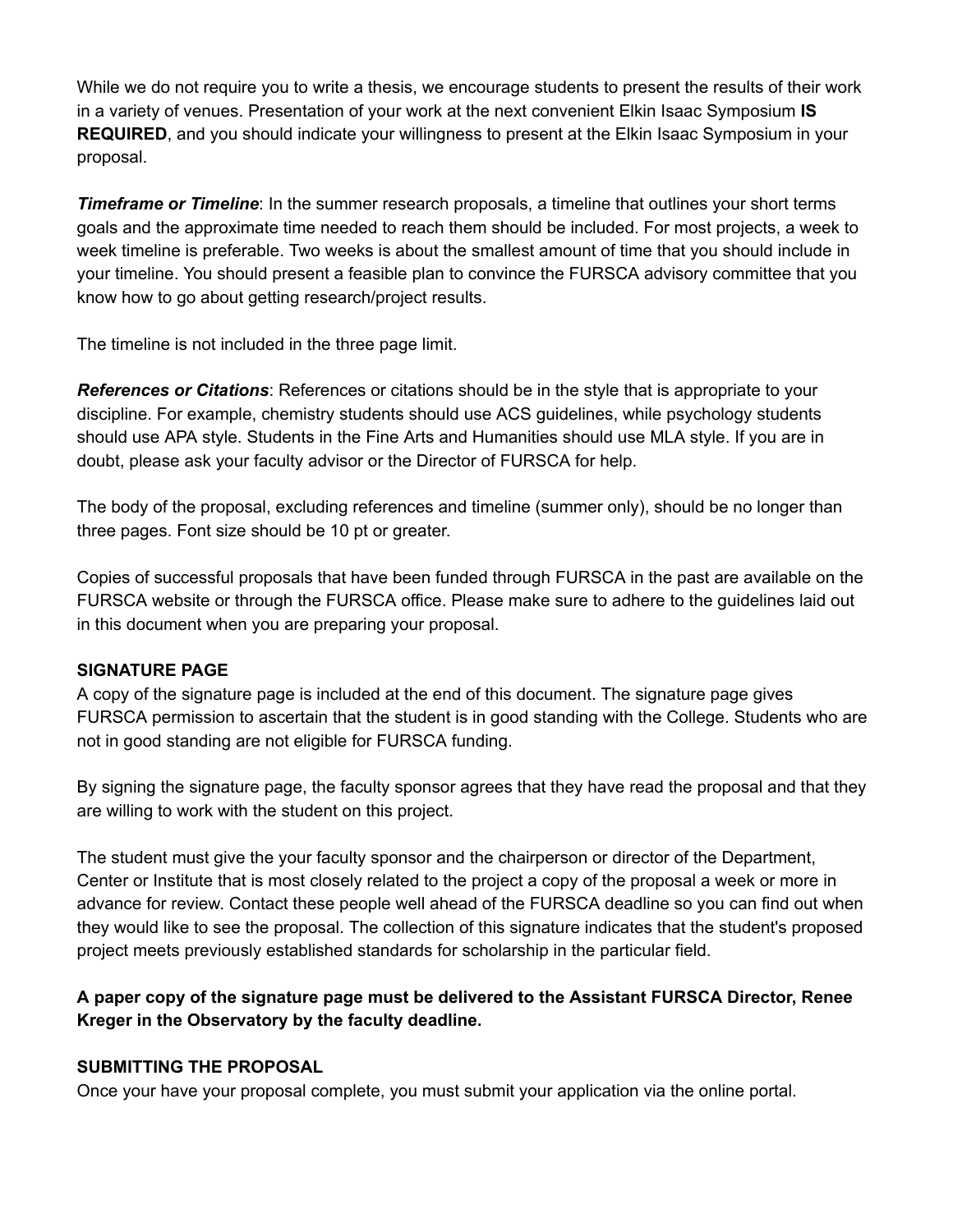While we do not require you to write a thesis, we encourage students to present the results of their work in a variety of venues. Presentation of your work at the next convenient Elkin Isaac Symposium **IS REQUIRED**, and you should indicate your willingness to present at the Elkin Isaac Symposium in your proposal.

***Timeframe or Timeline***: In the summer research proposals, a timeline that outlines your short terms goals and the approximate time needed to reach them should be included. For most projects, a week to week timeline is preferable. Two weeks is about the smallest amount of time that you should include in your timeline. You should present a feasible plan to convince the FURSCA advisory committee that you know how to go about getting research/project results.

The timeline is not included in the three page limit.

***References or Citations***: References or citations should be in the style that is appropriate to your discipline. For example, chemistry students should use ACS guidelines, while psychology students should use APA style. Students in the Fine Arts and Humanities should use MLA style. If you are in doubt, please ask your faculty advisor or the Director of FURSCA for help.

The body of the proposal, excluding references and timeline (summer only), should be no longer than three pages. Font size should be 10 pt or greater.

Copies of successful proposals that have been funded through FURSCA in the past are available on the FURSCA website or through the FURSCA office. Please make sure to adhere to the guidelines laid out in this document when you are preparing your proposal.

**SIGNATURE PAGE**

A copy of the signature page is included at the end of this document. The signature page gives FURSCA permission to ascertain that the student is in good standing with the College. Students who are not in good standing are not eligible for FURSCA funding.

By signing the signature page, the faculty sponsor agrees that they have read the proposal and that they are willing to work with the student on this project.

The student must give the your faculty sponsor and the chairperson or director of the Department, Center or Institute that is most closely related to the project a copy of the proposal a week or more in advance for review. Contact these people well ahead of the FURSCA deadline so you can find out when they would like to see the proposal. The collection of this signature indicates that the student's proposed project meets previously established standards for scholarship in the particular field.

**A paper copy of the signature page must be delivered to the Assistant FURSCA Director, Renee Kreger in the Observatory by the faculty deadline.**

**SUBMITTING THE PROPOSAL**

Once your have your proposal complete, you must submit your application via the online portal.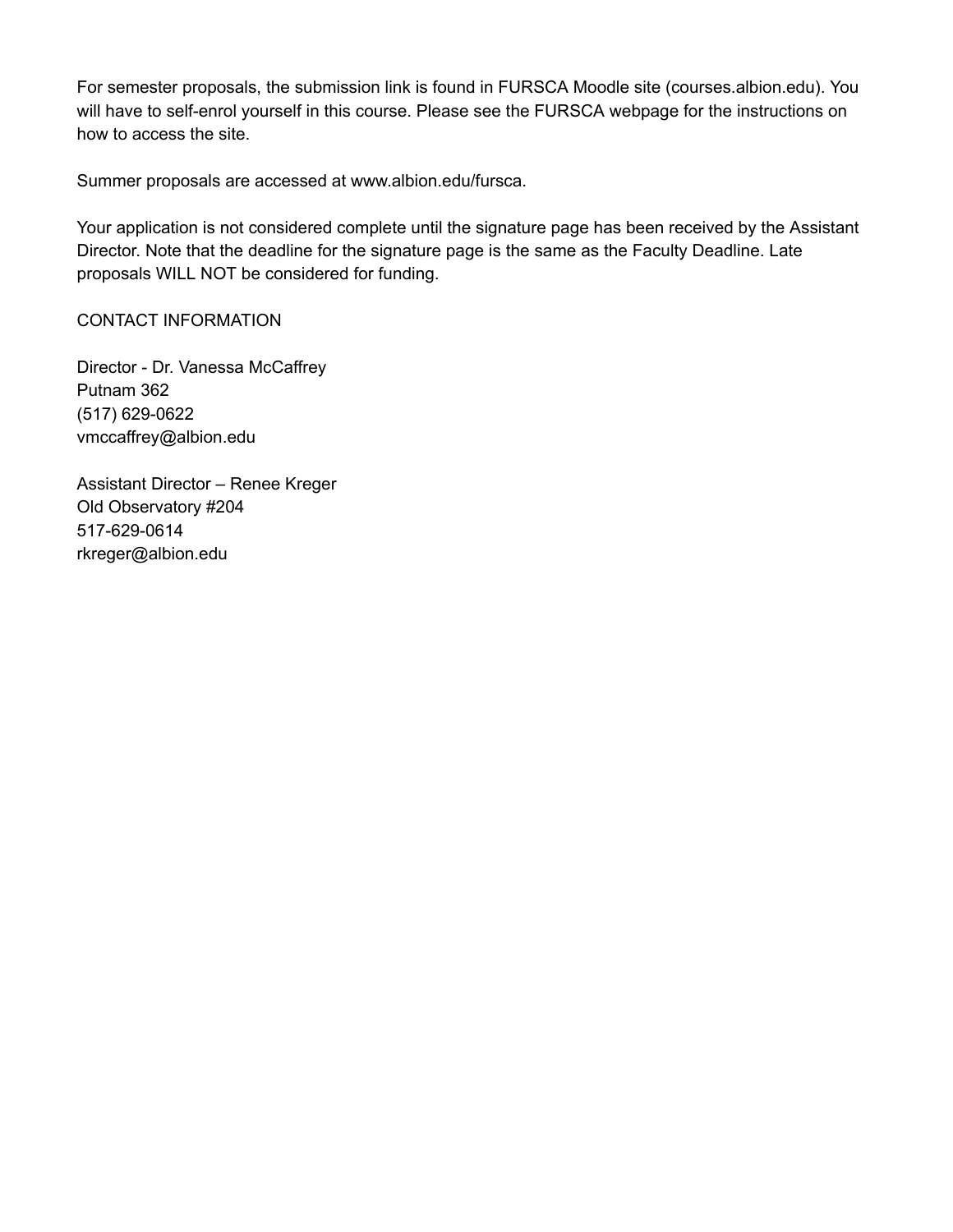For semester proposals, the submission link is found in FURSCA Moodle site (courses.albion.edu). You will have to self-enrol yourself in this course. Please see the FURSCA webpage for the instructions on how to access the site.

Summer proposals are accessed at www.albion.edu/fursca.

Your application is not considered complete until the signature page has been received by the Assistant Director. Note that the deadline for the signature page is the same as the Faculty Deadline. Late proposals WILL NOT be considered for funding.

CONTACT INFORMATION

Director - Dr. Vanessa McCaffrey  
Putnam 362  
(517) 629-0622  
vmccaffrey@albion.edu

Assistant Director – Renee Kreger  
Old Observatory #204  
517-629-0614  
rkreger@albion.edu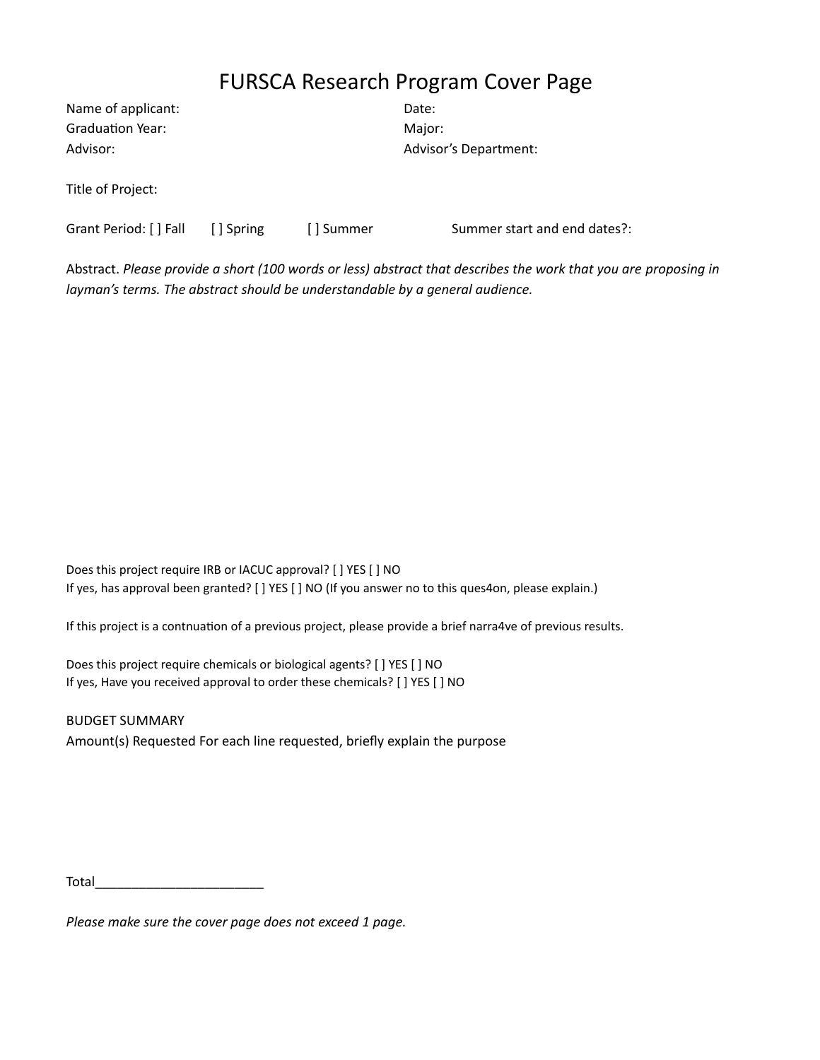# FURSCA Research Program Cover Page

Name of applicant:

Date:

Graduation Year:

Major:

Advisor:

Advisor's Department:

Title of Project:

Grant Period: [ ] Fall [ ] Spring [ ] Summer Summer start and end dates?:

Abstract. *Please provide a short (100 words or less) abstract that describes the work that you are proposing in layman's terms. The abstract should be understandable by a general audience.*

Does this project require IRB or IACUC approval? [ ] YES [ ] NO

If yes, has approval been granted? [ ] YES [ ] NO (If you answer no to this ques4on, please explain.)

If this project is a contnuation of a previous project, please provide a brief narra4ve of previous results.

Does this project require chemicals or biological agents? [ ] YES [ ] NO

If yes, Have you received approval to order these chemicals? [ ] YES [ ] NO

BUDGET SUMMARY

Amount(s) Requested For each line requested, briefly explain the purpose

Total_______________________

*Please make sure the cover page does not exceed 1 page.*